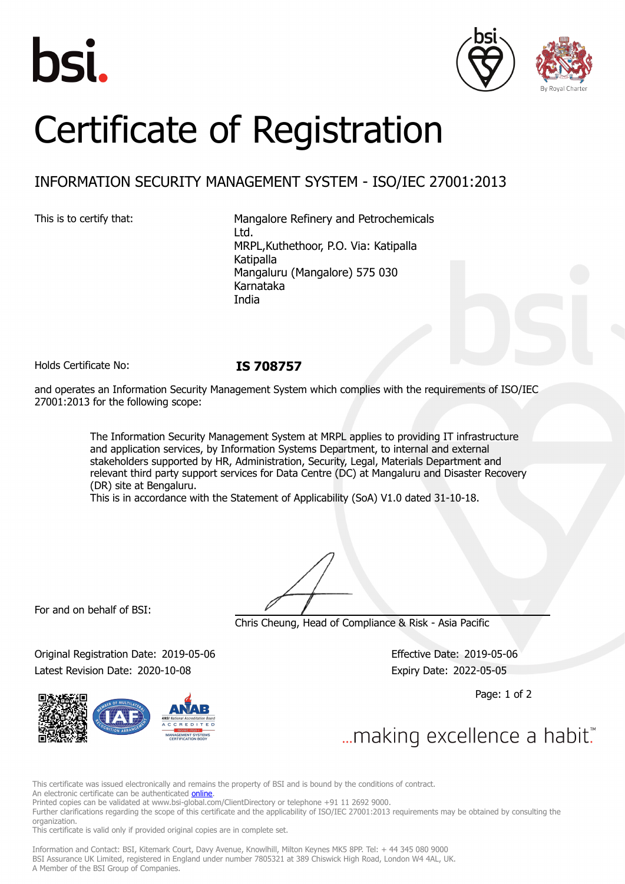bsi.

By Royal Charter

# Certificate of Registration

## INFORMATION SECURITY MANAGEMENT SYSTEM - ISO/IEC 27001:2013

This is to certify that:

Mangalore Refinery and Petrochemicals Ltd.
MRPL,Kuthethoor, P.O. Via: Katipalla
Katipalla
Mangaluru (Mangalore) 575 030
Karnataka
India

Holds Certificate No: **IS 708757**

and operates an Information Security Management System which complies with the requirements of ISO/IEC 27001:2013 for the following scope:

> The Information Security Management System at MRPL applies to providing IT infrastructure and application services, by Information Systems Department, to internal and external stakeholders supported by HR, Administration, Security, Legal, Materials Department and relevant third party support services for Data Centre (DC) at Mangaluru and Disaster Recovery (DR) site at Bengaluru.
> This is in accordance with the Statement of Applicability (SoA) V1.0 dated 31-10-18.

For and on behalf of BSI:

Chris Cheung, Head of Compliance & Risk - Asia Pacific

Original Registration Date: 2019-05-06
Latest Revision Date: 2020-10-08

Effective Date: 2019-05-06
Expiry Date: 2022-05-05

...making excellence a habit.™

This certificate was issued electronically and remains the property of BSI and is bound by the conditions of contract.
An electronic certificate can be authenticated online.
Printed copies can be validated at www.bsi-global.com/ClientDirectory or telephone +91 11 2692 9000.
Further clarifications regarding the scope of this certificate and the applicability of ISO/IEC 27001:2013 requirements may be obtained by consulting the organization.
This certificate is valid only if provided original copies are in complete set.

Information and Contact: BSI, Kitemark Court, Davy Avenue, Knowlhill, Milton Keynes MK5 8PP. Tel: + 44 345 080 9000
BSI Assurance UK Limited, registered in England under number 7805321 at 389 Chiswick High Road, London W4 4AL, UK.
A Member of the BSI Group of Companies.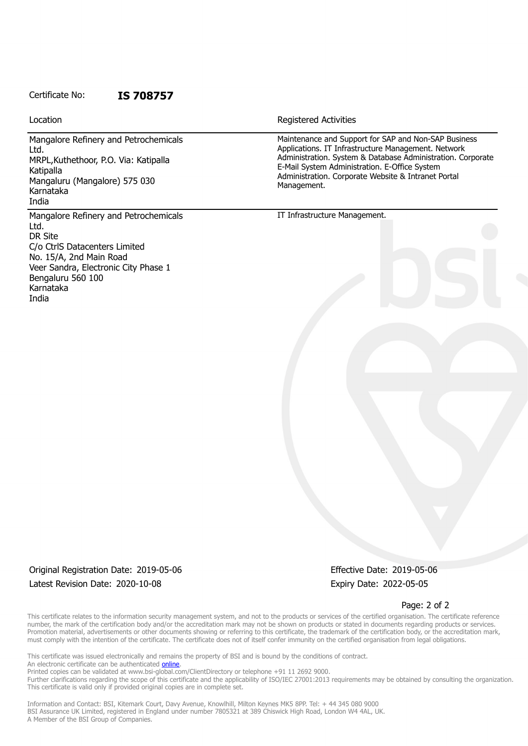Certificate No: **IS 708757**

| Location | Registered Activities |
| --- | --- |
| Mangalore Refinery and Petrochemicals Ltd.<br>MRPL,Kuthethoor, P.O. Via: Katipalla<br>Katipalla<br>Mangaluru (Mangalore) 575 030<br>Karnataka<br>India | Maintenance and Support for SAP and Non-SAP Business Applications. IT Infrastructure Management. Network Administration. System & Database Administration. Corporate E-Mail System Administration. E-Office System Administration. Corporate Website & Intranet Portal Management. |
| Mangalore Refinery and Petrochemicals Ltd.<br>DR Site<br>C/o CtrlS Datacenters Limited<br>No. 15/A, 2nd Main Road<br>Veer Sandra, Electronic City Phase 1<br>Bengaluru 560 100<br>Karnataka<br>India | IT Infrastructure Management. |

Original Registration Date: 2019-05-06

Effective Date: 2019-05-06

Latest Revision Date: 2020-10-08

Expiry Date: 2022-05-05

This certificate relates to the information security management system, and not to the products or services of the certified organisation. The certificate reference number, the mark of the certification body and/or the accreditation mark may not be shown on products or stated in documents regarding products or services. Promotion material, advertisements or other documents showing or referring to this certificate, the trademark of the certification body, or the accreditation mark, must comply with the intention of the certificate. The certificate does not of itself confer immunity on the certified organisation from legal obligations.

This certificate was issued electronically and remains the property of BSI and is bound by the conditions of contract.
An electronic certificate can be authenticated online.
Printed copies can be validated at www.bsi-global.com/ClientDirectory or telephone +91 11 2692 9000.
Further clarifications regarding the scope of this certificate and the applicability of ISO/IEC 27001:2013 requirements may be obtained by consulting the organization.
This certificate is valid only if provided original copies are in complete set.

Information and Contact: BSI, Kitemark Court, Davy Avenue, Knowlhill, Milton Keynes MK5 8PP. Tel: + 44 345 080 9000
BSI Assurance UK Limited, registered in England under number 7805321 at 389 Chiswick High Road, London W4 4AL, UK.
A Member of the BSI Group of Companies.